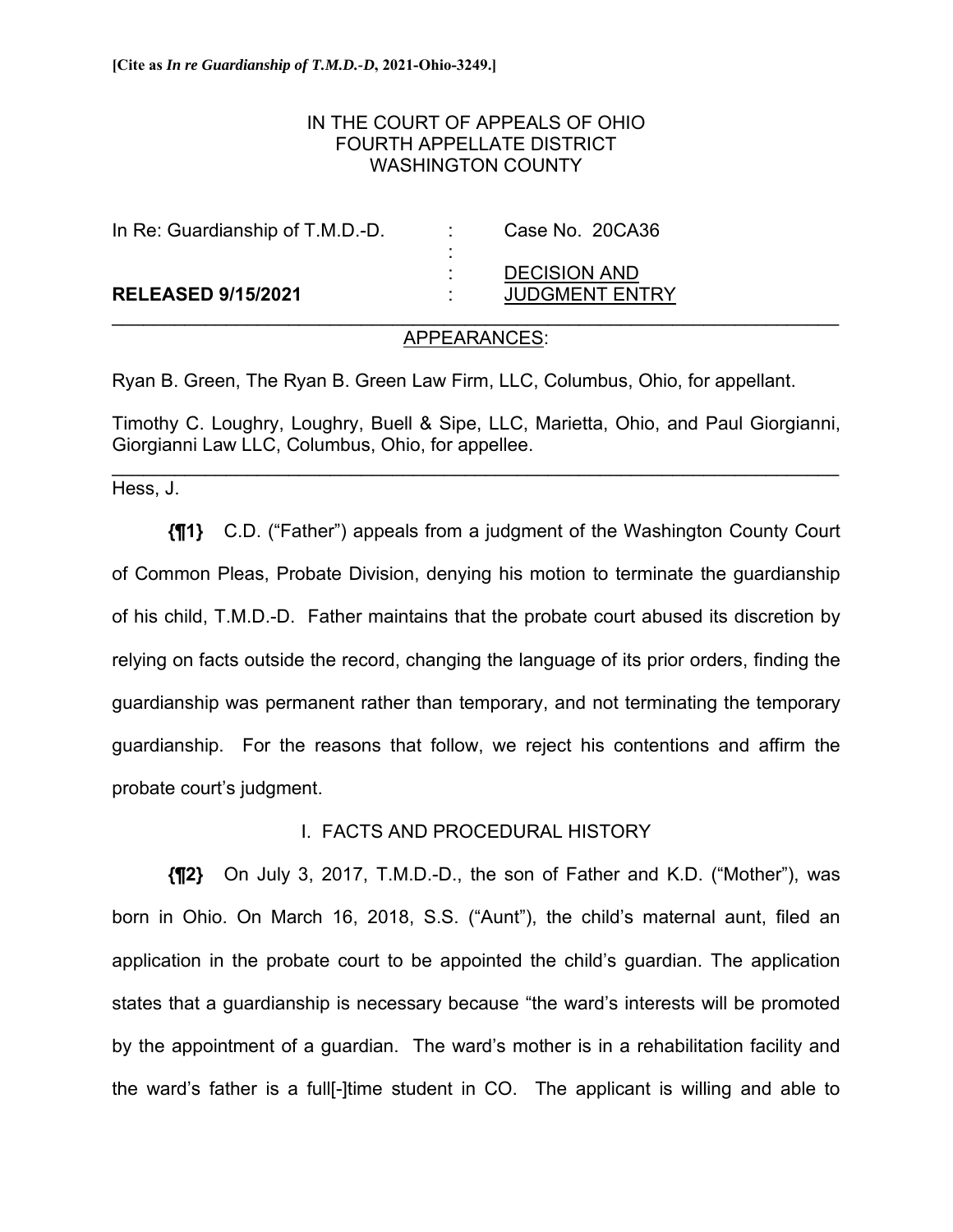**[Cite as *In re Guardianship of T.M.D.-D*, 2021-Ohio-3249.]**

IN THE COURT OF APPEALS OF OHIO
FOURTH APPELLATE DISTRICT
WASHINGTON COUNTY

| | | |
|---|---|---|
| In Re: Guardianship of T.M.D.-D. | : | Case No. 20CA36 |
| | : | |
| | : | DECISION AND |
| **RELEASED 9/15/2021** | : | JUDGMENT ENTRY |

---

APPEARANCES:

Ryan B. Green, The Ryan B. Green Law Firm, LLC, Columbus, Ohio, for appellant.

Timothy C. Loughry, Loughry, Buell & Sipe, LLC, Marietta, Ohio, and Paul Giorgianni, Giorgianni Law LLC, Columbus, Ohio, for appellee.

---

Hess, J.

**{¶1}** C.D. ("Father") appeals from a judgment of the Washington County Court of Common Pleas, Probate Division, denying his motion to terminate the guardianship of his child, T.M.D.-D. Father maintains that the probate court abused its discretion by relying on facts outside the record, changing the language of its prior orders, finding the guardianship was permanent rather than temporary, and not terminating the temporary guardianship. For the reasons that follow, we reject his contentions and affirm the probate court's judgment.

## I. FACTS AND PROCEDURAL HISTORY

**{¶2}** On July 3, 2017, T.M.D.-D., the son of Father and K.D. ("Mother"), was born in Ohio. On March 16, 2018, S.S. ("Aunt"), the child's maternal aunt, filed an application in the probate court to be appointed the child's guardian. The application states that a guardianship is necessary because "the ward's interests will be promoted by the appointment of a guardian. The ward's mother is in a rehabilitation facility and the ward's father is a full[-]time student in CO. The applicant is willing and able to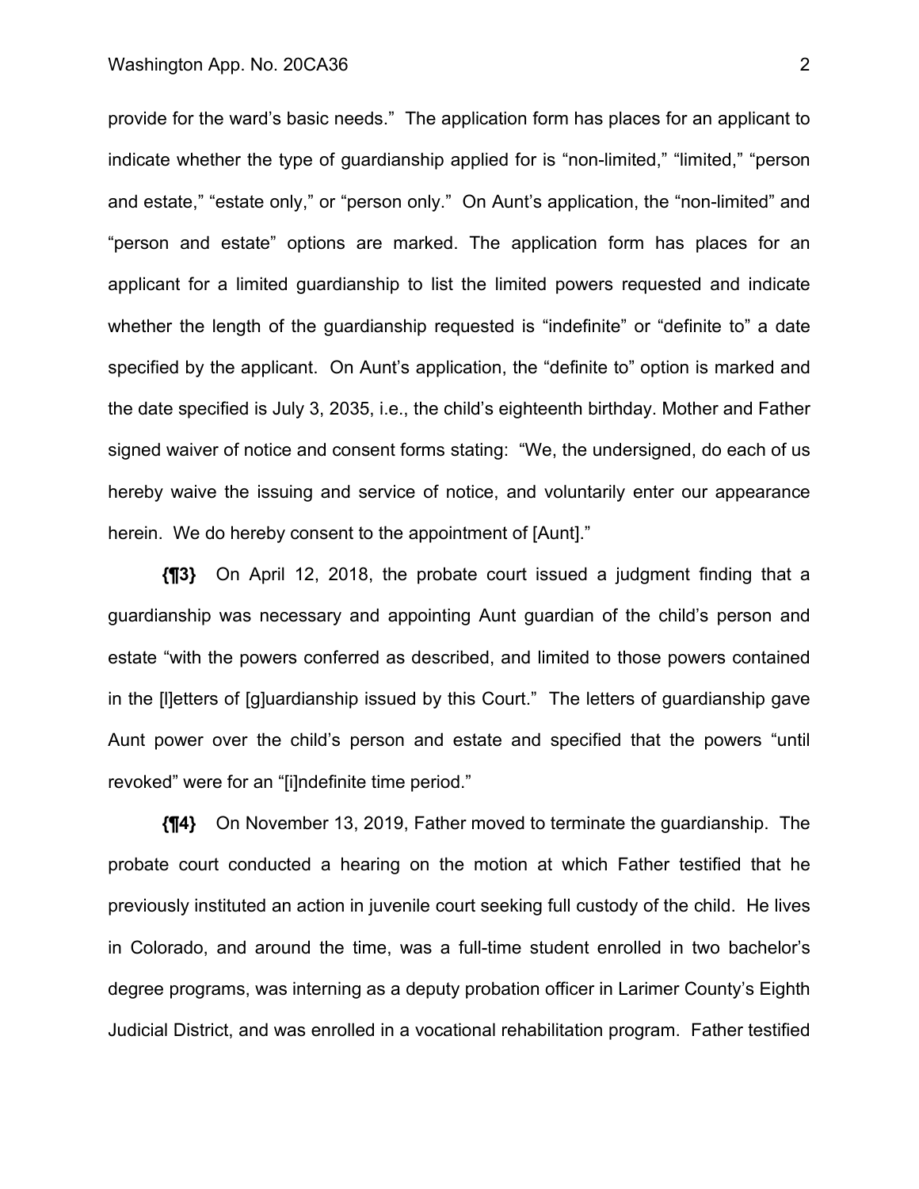provide for the ward's basic needs." The application form has places for an applicant to indicate whether the type of guardianship applied for is "non-limited," "limited," "person and estate," "estate only," or "person only." On Aunt's application, the "non-limited" and "person and estate" options are marked. The application form has places for an applicant for a limited guardianship to list the limited powers requested and indicate whether the length of the guardianship requested is "indefinite" or "definite to" a date specified by the applicant. On Aunt's application, the "definite to" option is marked and the date specified is July 3, 2035, i.e., the child's eighteenth birthday. Mother and Father signed waiver of notice and consent forms stating: "We, the undersigned, do each of us hereby waive the issuing and service of notice, and voluntarily enter our appearance herein. We do hereby consent to the appointment of [Aunt]."

**{¶3}** On April 12, 2018, the probate court issued a judgment finding that a guardianship was necessary and appointing Aunt guardian of the child's person and estate "with the powers conferred as described, and limited to those powers contained in the [l]etters of [g]uardianship issued by this Court." The letters of guardianship gave Aunt power over the child's person and estate and specified that the powers "until revoked" were for an "[i]ndefinite time period."

**{¶4}** On November 13, 2019, Father moved to terminate the guardianship. The probate court conducted a hearing on the motion at which Father testified that he previously instituted an action in juvenile court seeking full custody of the child. He lives in Colorado, and around the time, was a full-time student enrolled in two bachelor's degree programs, was interning as a deputy probation officer in Larimer County's Eighth Judicial District, and was enrolled in a vocational rehabilitation program. Father testified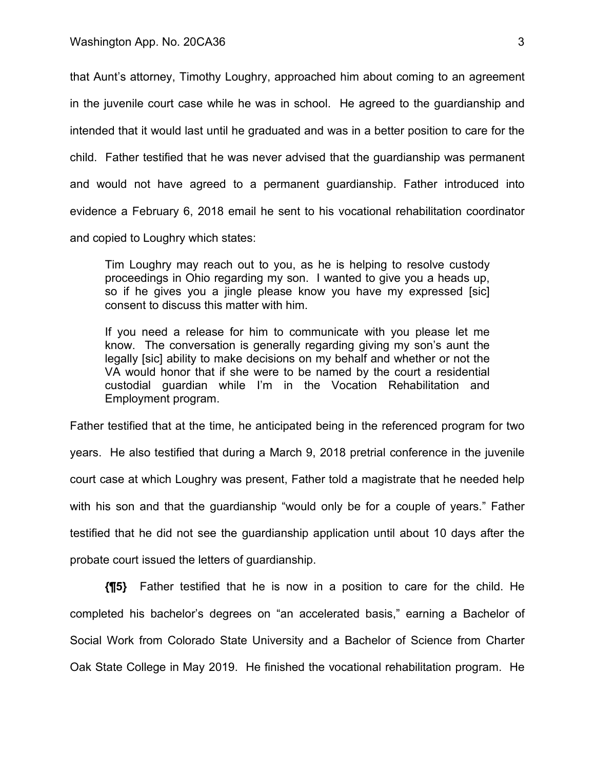that Aunt's attorney, Timothy Loughry, approached him about coming to an agreement in the juvenile court case while he was in school. He agreed to the guardianship and intended that it would last until he graduated and was in a better position to care for the child. Father testified that he was never advised that the guardianship was permanent and would not have agreed to a permanent guardianship. Father introduced into evidence a February 6, 2018 email he sent to his vocational rehabilitation coordinator and copied to Loughry which states:

> Tim Loughry may reach out to you, as he is helping to resolve custody proceedings in Ohio regarding my son. I wanted to give you a heads up, so if he gives you a jingle please know you have my expressed [sic] consent to discuss this matter with him.
>
> If you need a release for him to communicate with you please let me know. The conversation is generally regarding giving my son's aunt the legally [sic] ability to make decisions on my behalf and whether or not the VA would honor that if she were to be named by the court a residential custodial guardian while I'm in the Vocation Rehabilitation and Employment program.

Father testified that at the time, he anticipated being in the referenced program for two years. He also testified that during a March 9, 2018 pretrial conference in the juvenile court case at which Loughry was present, Father told a magistrate that he needed help with his son and that the guardianship "would only be for a couple of years." Father testified that he did not see the guardianship application until about 10 days after the probate court issued the letters of guardianship.

**{¶5}** Father testified that he is now in a position to care for the child. He completed his bachelor's degrees on "an accelerated basis," earning a Bachelor of Social Work from Colorado State University and a Bachelor of Science from Charter Oak State College in May 2019. He finished the vocational rehabilitation program. He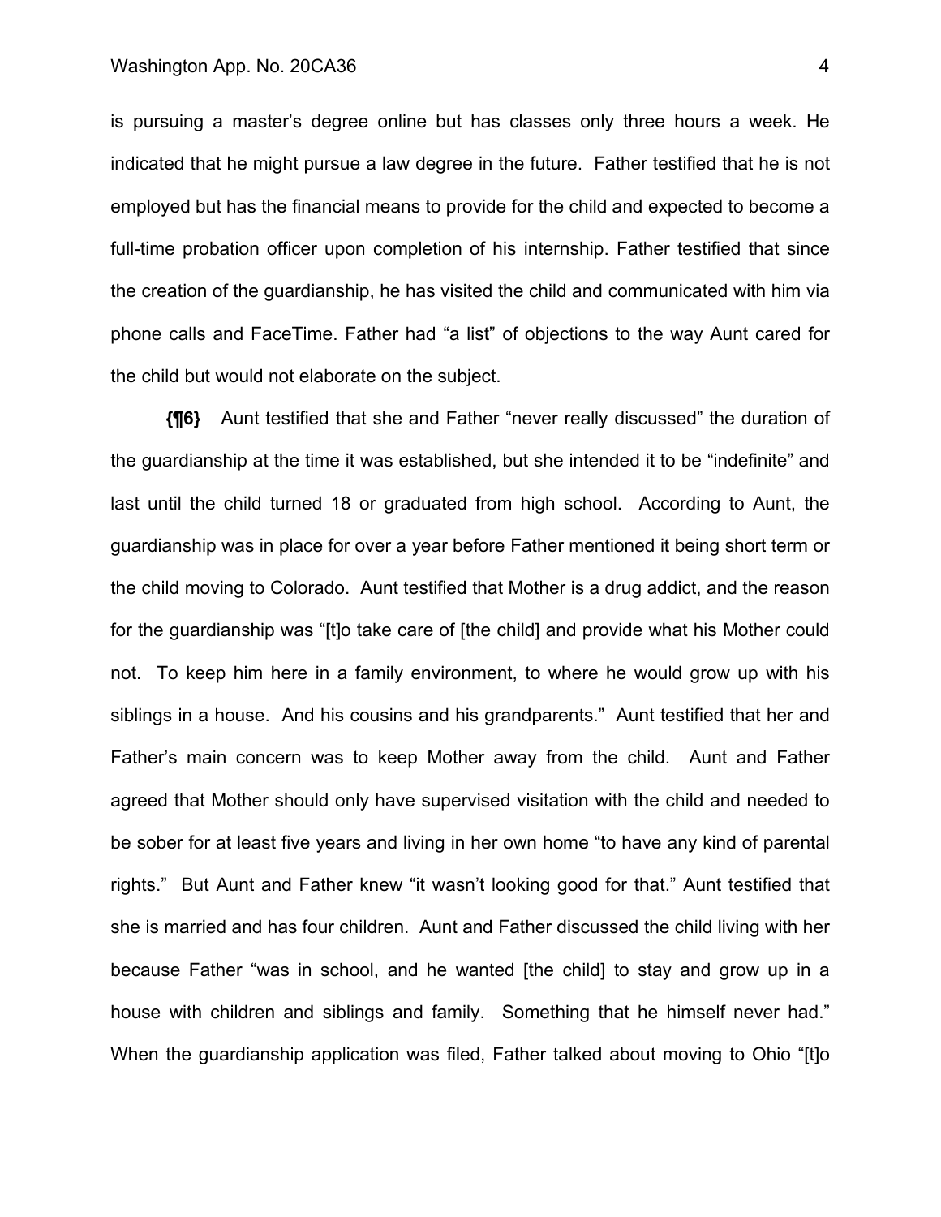is pursuing a master's degree online but has classes only three hours a week. He indicated that he might pursue a law degree in the future. Father testified that he is not employed but has the financial means to provide for the child and expected to become a full-time probation officer upon completion of his internship. Father testified that since the creation of the guardianship, he has visited the child and communicated with him via phone calls and FaceTime. Father had "a list" of objections to the way Aunt cared for the child but would not elaborate on the subject.

**{¶6}** Aunt testified that she and Father "never really discussed" the duration of the guardianship at the time it was established, but she intended it to be "indefinite" and last until the child turned 18 or graduated from high school. According to Aunt, the guardianship was in place for over a year before Father mentioned it being short term or the child moving to Colorado. Aunt testified that Mother is a drug addict, and the reason for the guardianship was "[t]o take care of [the child] and provide what his Mother could not. To keep him here in a family environment, to where he would grow up with his siblings in a house. And his cousins and his grandparents." Aunt testified that her and Father's main concern was to keep Mother away from the child. Aunt and Father agreed that Mother should only have supervised visitation with the child and needed to be sober for at least five years and living in her own home "to have any kind of parental rights." But Aunt and Father knew "it wasn't looking good for that." Aunt testified that she is married and has four children. Aunt and Father discussed the child living with her because Father "was in school, and he wanted [the child] to stay and grow up in a house with children and siblings and family. Something that he himself never had." When the guardianship application was filed, Father talked about moving to Ohio "[t]o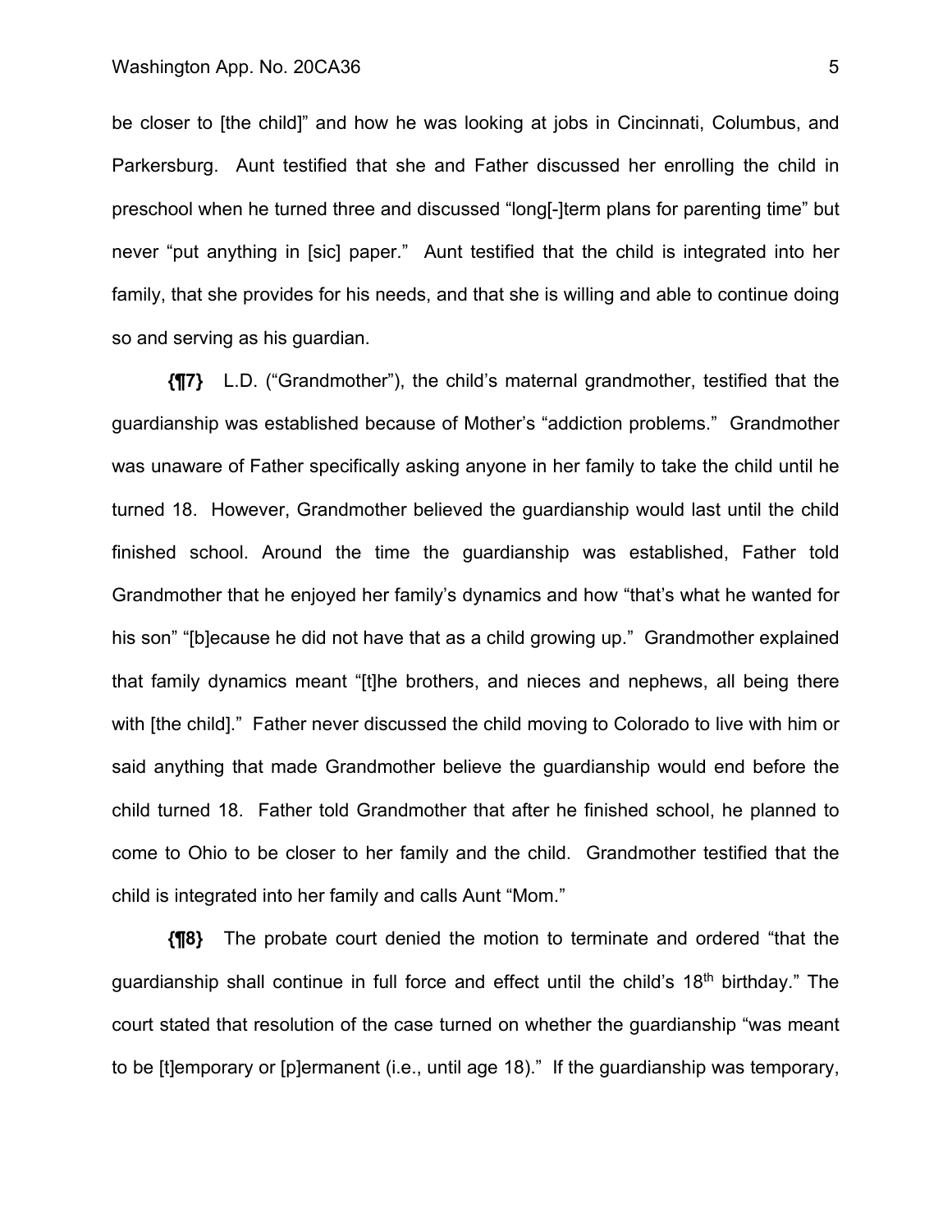be closer to [the child]" and how he was looking at jobs in Cincinnati, Columbus, and Parkersburg. Aunt testified that she and Father discussed her enrolling the child in preschool when he turned three and discussed "long[-]term plans for parenting time" but never "put anything in [sic] paper." Aunt testified that the child is integrated into her family, that she provides for his needs, and that she is willing and able to continue doing so and serving as his guardian.

**{¶7}** L.D. ("Grandmother"), the child's maternal grandmother, testified that the guardianship was established because of Mother's "addiction problems." Grandmother was unaware of Father specifically asking anyone in her family to take the child until he turned 18. However, Grandmother believed the guardianship would last until the child finished school. Around the time the guardianship was established, Father told Grandmother that he enjoyed her family's dynamics and how "that's what he wanted for his son" "[b]ecause he did not have that as a child growing up." Grandmother explained that family dynamics meant "[t]he brothers, and nieces and nephews, all being there with [the child]." Father never discussed the child moving to Colorado to live with him or said anything that made Grandmother believe the guardianship would end before the child turned 18. Father told Grandmother that after he finished school, he planned to come to Ohio to be closer to her family and the child. Grandmother testified that the child is integrated into her family and calls Aunt "Mom."

**{¶8}** The probate court denied the motion to terminate and ordered "that the guardianship shall continue in full force and effect until the child's 18th birthday." The court stated that resolution of the case turned on whether the guardianship "was meant to be [t]emporary or [p]ermanent (i.e., until age 18)." If the guardianship was temporary,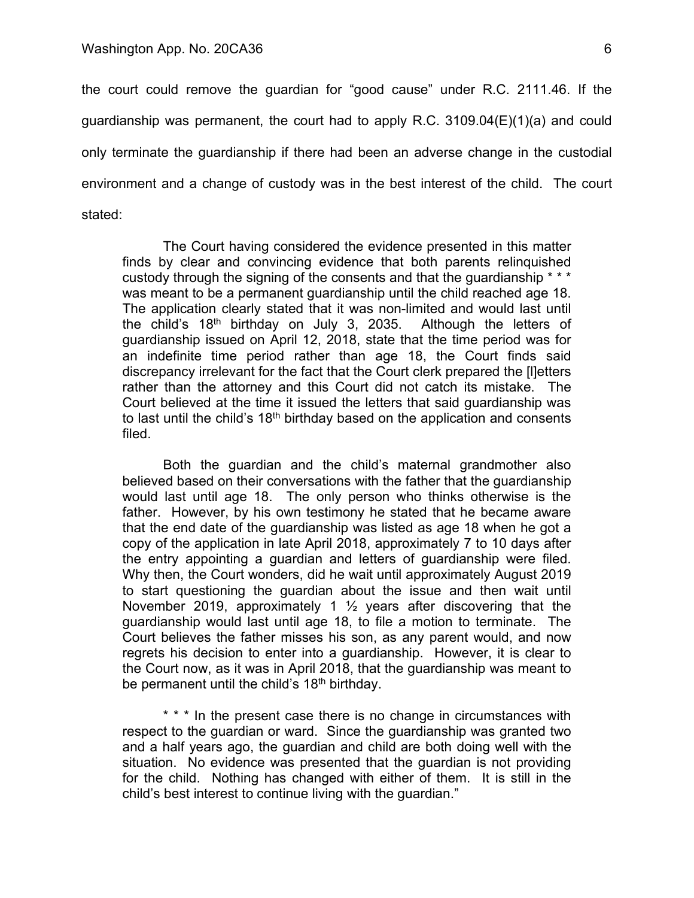the court could remove the guardian for "good cause" under R.C. 2111.46. If the guardianship was permanent, the court had to apply R.C. 3109.04(E)(1)(a) and could only terminate the guardianship if there had been an adverse change in the custodial environment and a change of custody was in the best interest of the child. The court stated:

> The Court having considered the evidence presented in this matter finds by clear and convincing evidence that both parents relinquished custody through the signing of the consents and that the guardianship * * * was meant to be a permanent guardianship until the child reached age 18. The application clearly stated that it was non-limited and would last until the child's 18th birthday on July 3, 2035. Although the letters of guardianship issued on April 12, 2018, state that the time period was for an indefinite time period rather than age 18, the Court finds said discrepancy irrelevant for the fact that the Court clerk prepared the [l]etters rather than the attorney and this Court did not catch its mistake. The Court believed at the time it issued the letters that said guardianship was to last until the child's 18th birthday based on the application and consents filed.
>
> Both the guardian and the child's maternal grandmother also believed based on their conversations with the father that the guardianship would last until age 18. The only person who thinks otherwise is the father. However, by his own testimony he stated that he became aware that the end date of the guardianship was listed as age 18 when he got a copy of the application in late April 2018, approximately 7 to 10 days after the entry appointing a guardian and letters of guardianship were filed. Why then, the Court wonders, did he wait until approximately August 2019 to start questioning the guardian about the issue and then wait until November 2019, approximately 1 ½ years after discovering that the guardianship would last until age 18, to file a motion to terminate. The Court believes the father misses his son, as any parent would, and now regrets his decision to enter into a guardianship. However, it is clear to the Court now, as it was in April 2018, that the guardianship was meant to be permanent until the child's 18th birthday.
>
> * * * In the present case there is no change in circumstances with respect to the guardian or ward. Since the guardianship was granted two and a half years ago, the guardian and child are both doing well with the situation. No evidence was presented that the guardian is not providing for the child. Nothing has changed with either of them. It is still in the child's best interest to continue living with the guardian."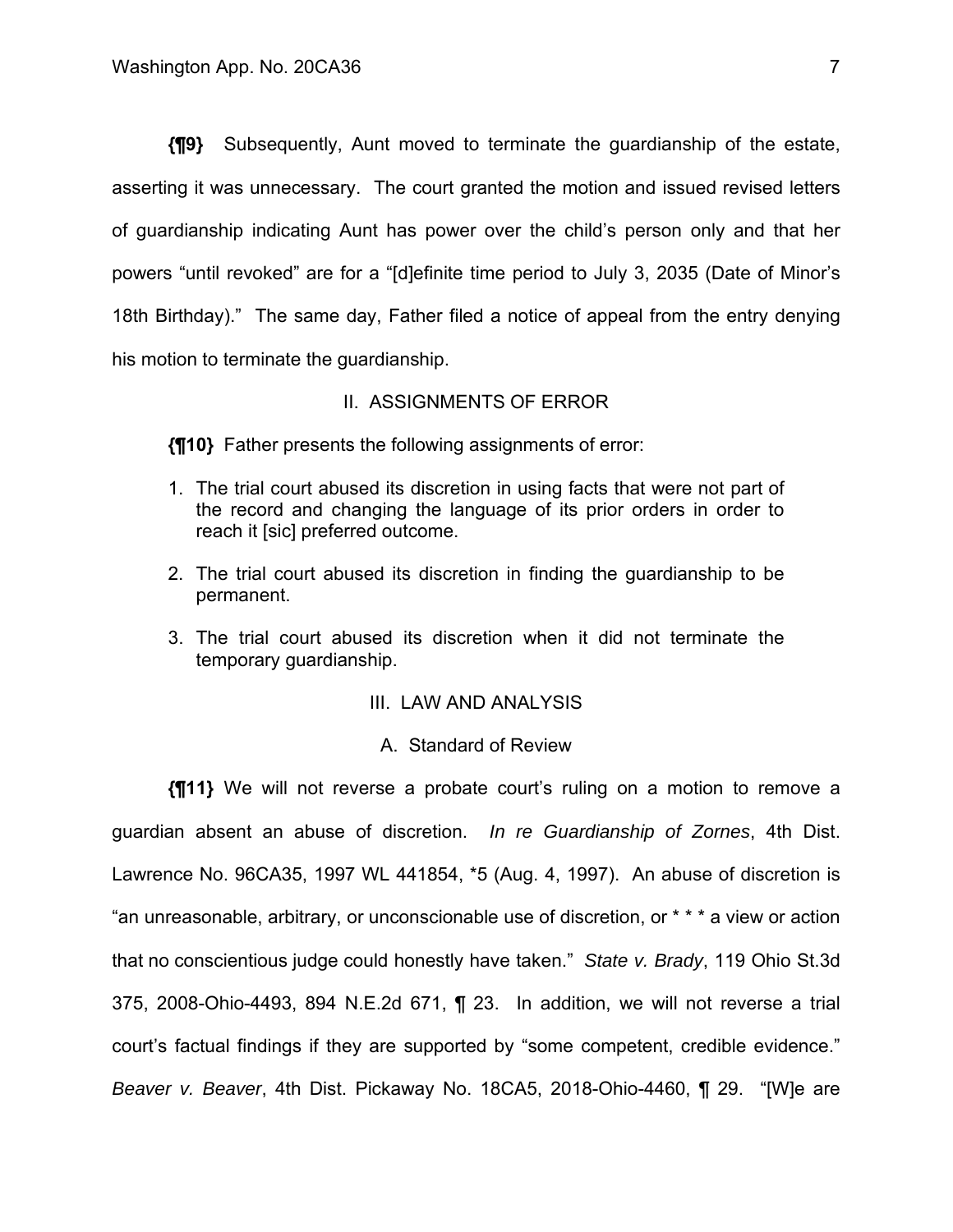**{¶9}** Subsequently, Aunt moved to terminate the guardianship of the estate, asserting it was unnecessary. The court granted the motion and issued revised letters of guardianship indicating Aunt has power over the child's person only and that her powers "until revoked" are for a "[d]efinite time period to July 3, 2035 (Date of Minor's 18th Birthday)." The same day, Father filed a notice of appeal from the entry denying his motion to terminate the guardianship.

## II. ASSIGNMENTS OF ERROR

**{¶10}** Father presents the following assignments of error:

1. The trial court abused its discretion in using facts that were not part of the record and changing the language of its prior orders in order to reach it [sic] preferred outcome.
2. The trial court abused its discretion in finding the guardianship to be permanent.
3. The trial court abused its discretion when it did not terminate the temporary guardianship.

## III. LAW AND ANALYSIS

### A. Standard of Review

**{¶11}** We will not reverse a probate court's ruling on a motion to remove a guardian absent an abuse of discretion. *In re Guardianship of Zornes*, 4th Dist. Lawrence No. 96CA35, 1997 WL 441854, *5 (Aug. 4, 1997). An abuse of discretion is "an unreasonable, arbitrary, or unconscionable use of discretion, or * * * a view or action that no conscientious judge could honestly have taken." *State v. Brady*, 119 Ohio St.3d 375, 2008-Ohio-4493, 894 N.E.2d 671, ¶ 23. In addition, we will not reverse a trial court's factual findings if they are supported by "some competent, credible evidence." *Beaver v. Beaver*, 4th Dist. Pickaway No. 18CA5, 2018-Ohio-4460, ¶ 29. "[W]e are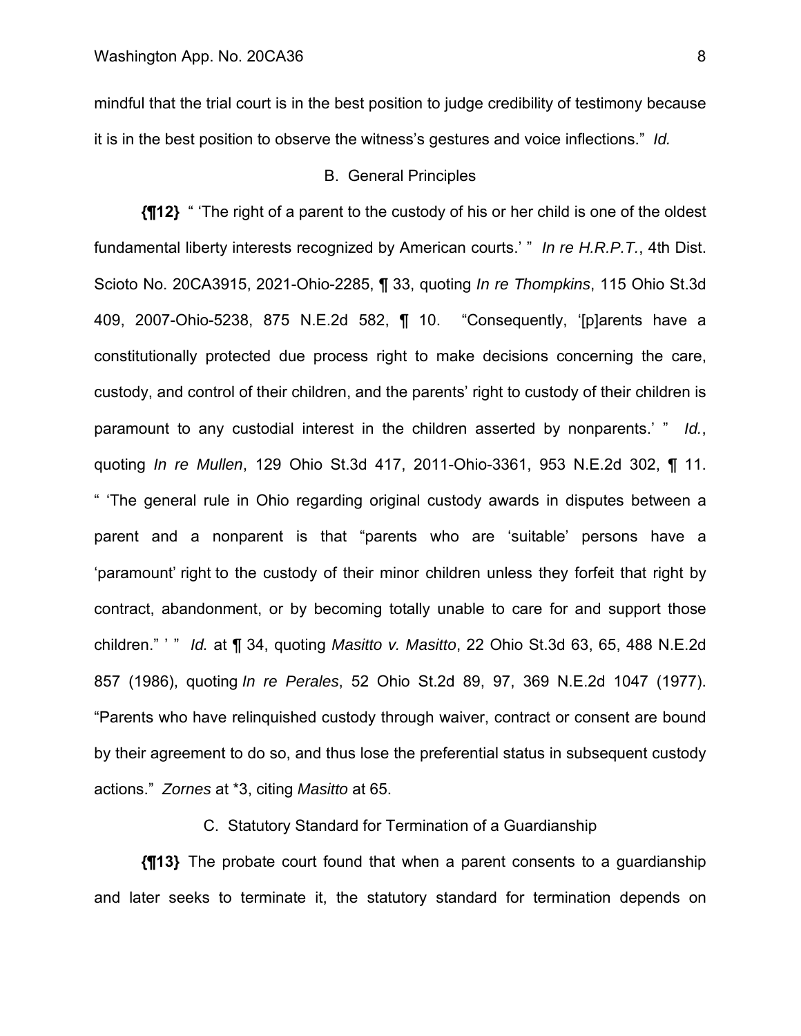mindful that the trial court is in the best position to judge credibility of testimony because it is in the best position to observe the witness's gestures and voice inflections." *Id.*

### B. General Principles

**{¶12}** " 'The right of a parent to the custody of his or her child is one of the oldest fundamental liberty interests recognized by American courts.' " *In re H.R.P.T.*, 4th Dist. Scioto No. 20CA3915, 2021-Ohio-2285, ¶ 33, quoting *In re Thompkins*, 115 Ohio St.3d 409, 2007-Ohio-5238, 875 N.E.2d 582, ¶ 10. "Consequently, '[p]arents have a constitutionally protected due process right to make decisions concerning the care, custody, and control of their children, and the parents' right to custody of their children is paramount to any custodial interest in the children asserted by nonparents.' " *Id.*, quoting *In re Mullen*, 129 Ohio St.3d 417, 2011-Ohio-3361, 953 N.E.2d 302, ¶ 11. " 'The general rule in Ohio regarding original custody awards in disputes between a parent and a nonparent is that "parents who are 'suitable' persons have a 'paramount' right to the custody of their minor children unless they forfeit that right by contract, abandonment, or by becoming totally unable to care for and support those children." ' " *Id.* at ¶ 34, quoting *Masitto v. Masitto*, 22 Ohio St.3d 63, 65, 488 N.E.2d 857 (1986), quoting *In re Perales*, 52 Ohio St.2d 89, 97, 369 N.E.2d 1047 (1977). "Parents who have relinquished custody through waiver, contract or consent are bound by their agreement to do so, and thus lose the preferential status in subsequent custody actions." *Zornes* at *3, citing *Masitto* at 65.

### C. Statutory Standard for Termination of a Guardianship

**{¶13}** The probate court found that when a parent consents to a guardianship and later seeks to terminate it, the statutory standard for termination depends on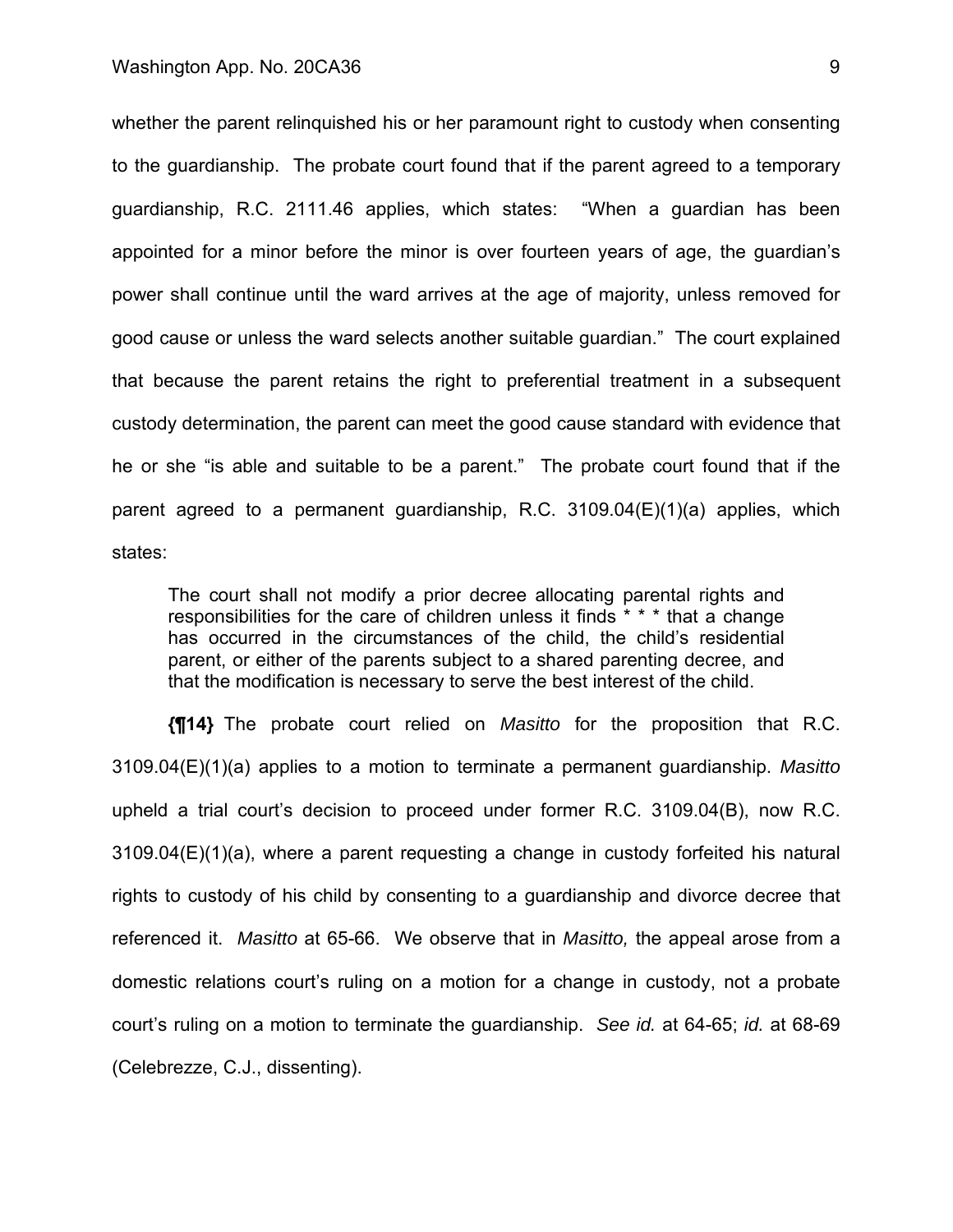whether the parent relinquished his or her paramount right to custody when consenting to the guardianship. The probate court found that if the parent agreed to a temporary guardianship, R.C. 2111.46 applies, which states: "When a guardian has been appointed for a minor before the minor is over fourteen years of age, the guardian's power shall continue until the ward arrives at the age of majority, unless removed for good cause or unless the ward selects another suitable guardian." The court explained that because the parent retains the right to preferential treatment in a subsequent custody determination, the parent can meet the good cause standard with evidence that he or she "is able and suitable to be a parent." The probate court found that if the parent agreed to a permanent guardianship, R.C. 3109.04(E)(1)(a) applies, which states:

> The court shall not modify a prior decree allocating parental rights and responsibilities for the care of children unless it finds * * * that a change has occurred in the circumstances of the child, the child's residential parent, or either of the parents subject to a shared parenting decree, and that the modification is necessary to serve the best interest of the child.

**{¶14}** The probate court relied on *Masitto* for the proposition that R.C. 3109.04(E)(1)(a) applies to a motion to terminate a permanent guardianship. *Masitto* upheld a trial court's decision to proceed under former R.C. 3109.04(B), now R.C. 3109.04(E)(1)(a), where a parent requesting a change in custody forfeited his natural rights to custody of his child by consenting to a guardianship and divorce decree that referenced it. *Masitto* at 65-66. We observe that in *Masitto,* the appeal arose from a domestic relations court's ruling on a motion for a change in custody, not a probate court's ruling on a motion to terminate the guardianship. *See id.* at 64-65; *id.* at 68-69 (Celebrezze, C.J., dissenting).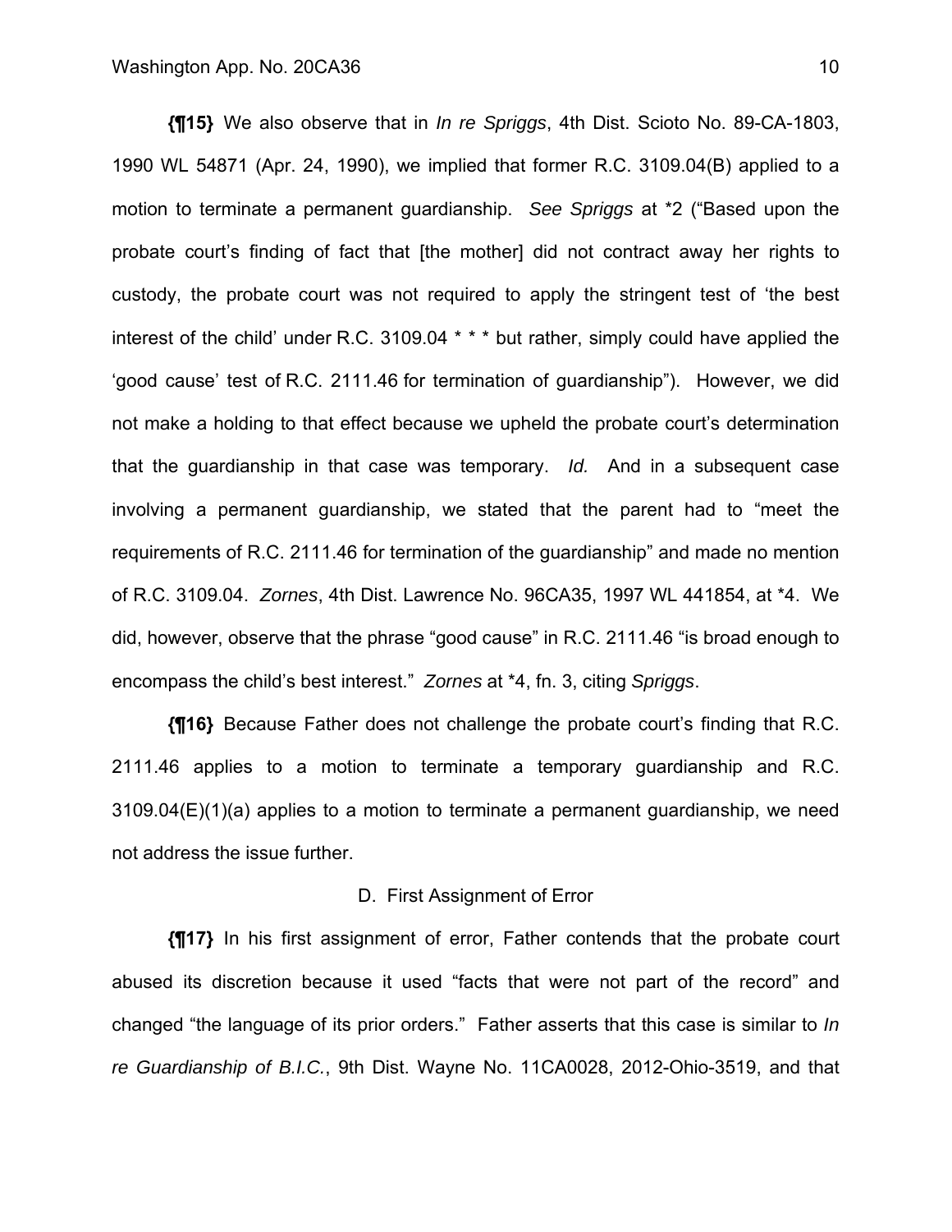**{¶15}** We also observe that in *In re Spriggs*, 4th Dist. Scioto No. 89-CA-1803, 1990 WL 54871 (Apr. 24, 1990), we implied that former R.C. 3109.04(B) applied to a motion to terminate a permanent guardianship. *See Spriggs* at *2 ("Based upon the probate court's finding of fact that [the mother] did not contract away her rights to custody, the probate court was not required to apply the stringent test of 'the best interest of the child' under R.C. 3109.04 * * * but rather, simply could have applied the 'good cause' test of R.C. 2111.46 for termination of guardianship"). However, we did not make a holding to that effect because we upheld the probate court's determination that the guardianship in that case was temporary. *Id.* And in a subsequent case involving a permanent guardianship, we stated that the parent had to "meet the requirements of R.C. 2111.46 for termination of the guardianship" and made no mention of R.C. 3109.04. *Zornes*, 4th Dist. Lawrence No. 96CA35, 1997 WL 441854, at *4. We did, however, observe that the phrase "good cause" in R.C. 2111.46 "is broad enough to encompass the child's best interest." *Zornes* at *4, fn. 3, citing *Spriggs*.

**{¶16}** Because Father does not challenge the probate court's finding that R.C. 2111.46 applies to a motion to terminate a temporary guardianship and R.C. 3109.04(E)(1)(a) applies to a motion to terminate a permanent guardianship, we need not address the issue further.

### D. First Assignment of Error

**{¶17}** In his first assignment of error, Father contends that the probate court abused its discretion because it used "facts that were not part of the record" and changed "the language of its prior orders." Father asserts that this case is similar to *In re Guardianship of B.I.C.*, 9th Dist. Wayne No. 11CA0028, 2012-Ohio-3519, and that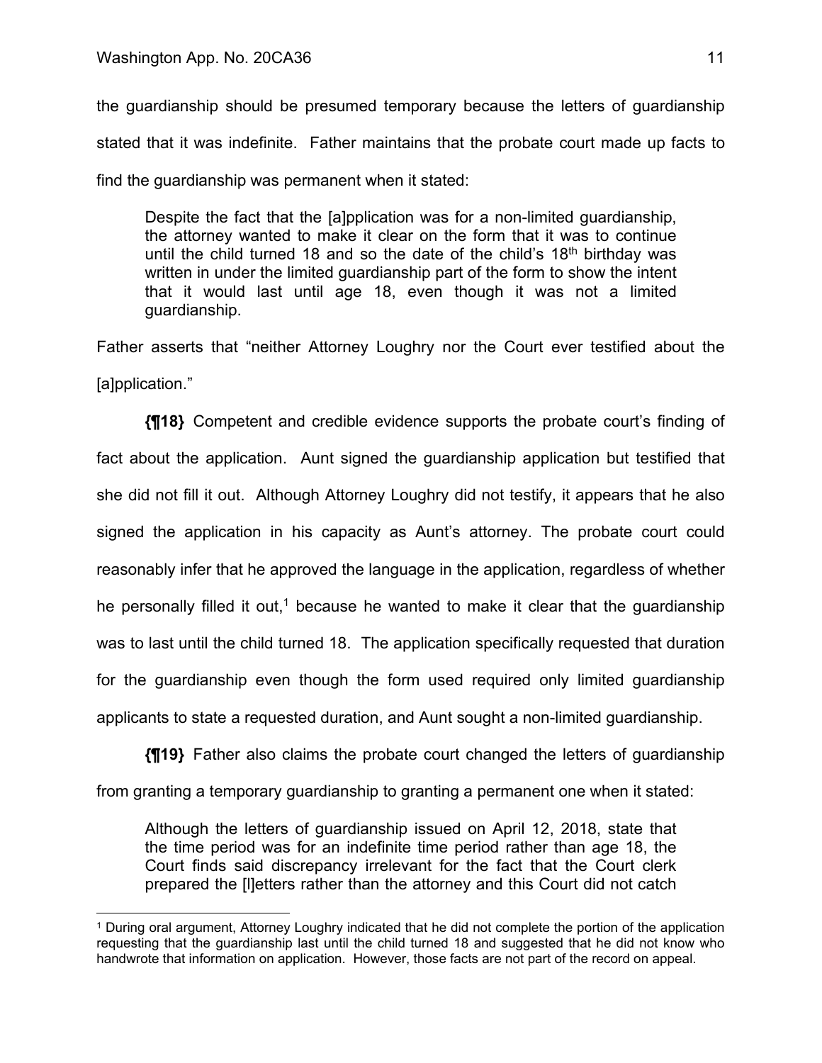the guardianship should be presumed temporary because the letters of guardianship stated that it was indefinite. Father maintains that the probate court made up facts to find the guardianship was permanent when it stated:

> Despite the fact that the [a]pplication was for a non-limited guardianship, the attorney wanted to make it clear on the form that it was to continue until the child turned 18 and so the date of the child's 18th birthday was written in under the limited guardianship part of the form to show the intent that it would last until age 18, even though it was not a limited guardianship.

Father asserts that "neither Attorney Loughry nor the Court ever testified about the [a]pplication."

**{¶18}** Competent and credible evidence supports the probate court's finding of fact about the application. Aunt signed the guardianship application but testified that she did not fill it out. Although Attorney Loughry did not testify, it appears that he also signed the application in his capacity as Aunt's attorney. The probate court could reasonably infer that he approved the language in the application, regardless of whether he personally filled it out,[1] because he wanted to make it clear that the guardianship was to last until the child turned 18. The application specifically requested that duration for the guardianship even though the form used required only limited guardianship applicants to state a requested duration, and Aunt sought a non-limited guardianship.

**{¶19}** Father also claims the probate court changed the letters of guardianship from granting a temporary guardianship to granting a permanent one when it stated:

> Although the letters of guardianship issued on April 12, 2018, state that the time period was for an indefinite time period rather than age 18, the Court finds said discrepancy irrelevant for the fact that the Court clerk prepared the [l]etters rather than the attorney and this Court did not catch

---

[1] During oral argument, Attorney Loughry indicated that he did not complete the portion of the application requesting that the guardianship last until the child turned 18 and suggested that he did not know who handwrote that information on application. However, those facts are not part of the record on appeal.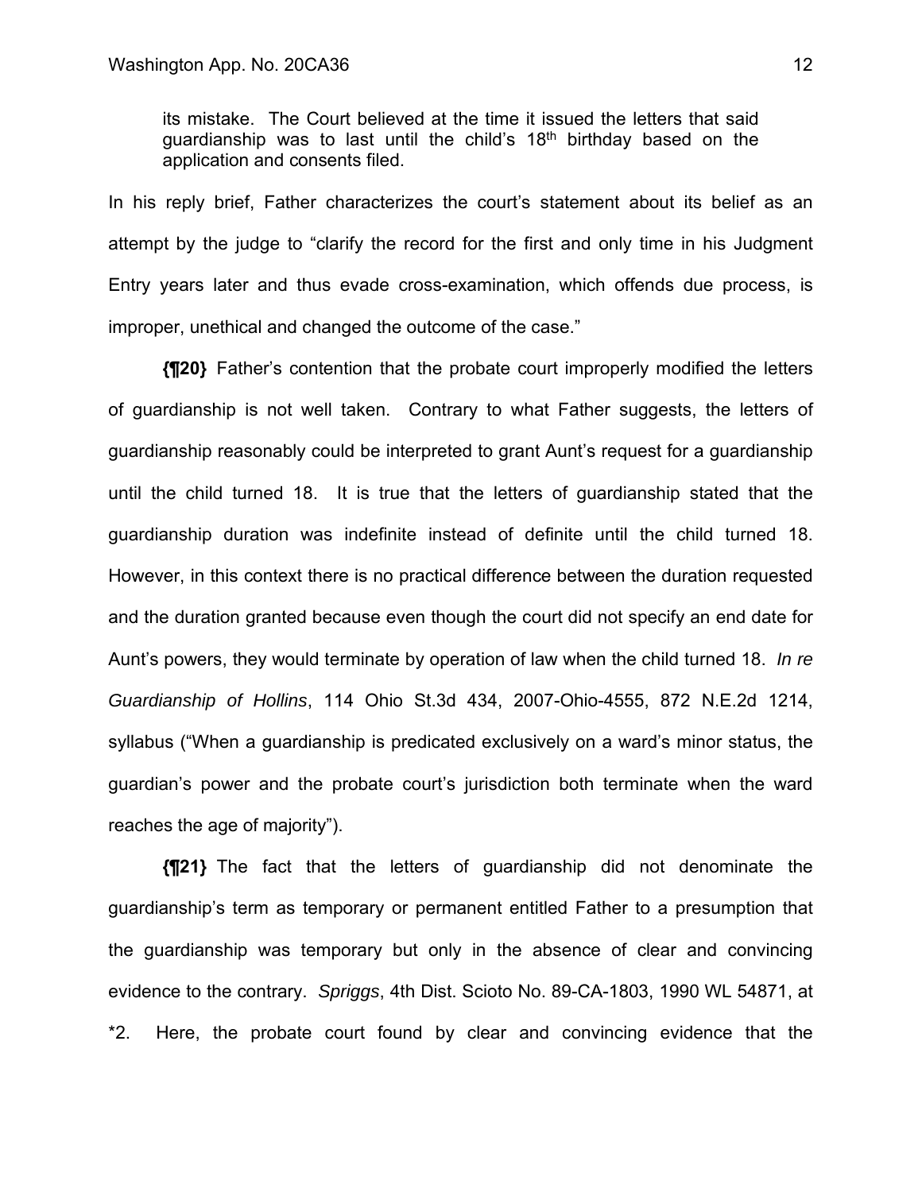its mistake. The Court believed at the time it issued the letters that said guardianship was to last until the child's 18th birthday based on the application and consents filed.

In his reply brief, Father characterizes the court's statement about its belief as an attempt by the judge to "clarify the record for the first and only time in his Judgment Entry years later and thus evade cross-examination, which offends due process, is improper, unethical and changed the outcome of the case."

**{¶20}** Father's contention that the probate court improperly modified the letters of guardianship is not well taken. Contrary to what Father suggests, the letters of guardianship reasonably could be interpreted to grant Aunt's request for a guardianship until the child turned 18. It is true that the letters of guardianship stated that the guardianship duration was indefinite instead of definite until the child turned 18. However, in this context there is no practical difference between the duration requested and the duration granted because even though the court did not specify an end date for Aunt's powers, they would terminate by operation of law when the child turned 18. *In re Guardianship of Hollins*, 114 Ohio St.3d 434, 2007-Ohio-4555, 872 N.E.2d 1214, syllabus ("When a guardianship is predicated exclusively on a ward's minor status, the guardian's power and the probate court's jurisdiction both terminate when the ward reaches the age of majority").

**{¶21}** The fact that the letters of guardianship did not denominate the guardianship's term as temporary or permanent entitled Father to a presumption that the guardianship was temporary but only in the absence of clear and convincing evidence to the contrary. *Spriggs*, 4th Dist. Scioto No. 89-CA-1803, 1990 WL 54871, at *2. Here, the probate court found by clear and convincing evidence that the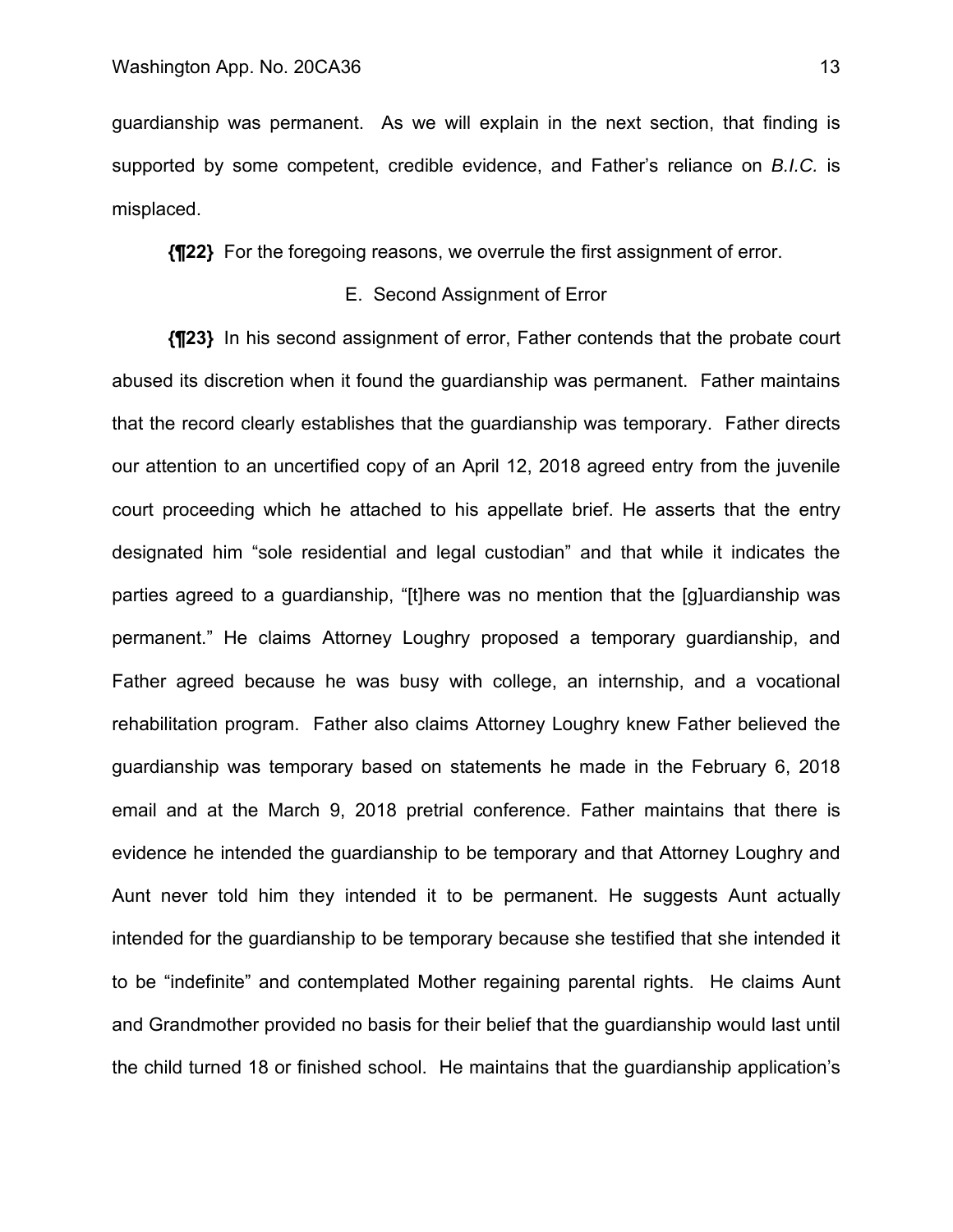guardianship was permanent. As we will explain in the next section, that finding is supported by some competent, credible evidence, and Father's reliance on *B.I.C.* is misplaced.

**{¶22}** For the foregoing reasons, we overrule the first assignment of error.

E. Second Assignment of Error

**{¶23}** In his second assignment of error, Father contends that the probate court abused its discretion when it found the guardianship was permanent. Father maintains that the record clearly establishes that the guardianship was temporary. Father directs our attention to an uncertified copy of an April 12, 2018 agreed entry from the juvenile court proceeding which he attached to his appellate brief. He asserts that the entry designated him "sole residential and legal custodian" and that while it indicates the parties agreed to a guardianship, "[t]here was no mention that the [g]uardianship was permanent." He claims Attorney Loughry proposed a temporary guardianship, and Father agreed because he was busy with college, an internship, and a vocational rehabilitation program. Father also claims Attorney Loughry knew Father believed the guardianship was temporary based on statements he made in the February 6, 2018 email and at the March 9, 2018 pretrial conference. Father maintains that there is evidence he intended the guardianship to be temporary and that Attorney Loughry and Aunt never told him they intended it to be permanent. He suggests Aunt actually intended for the guardianship to be temporary because she testified that she intended it to be "indefinite" and contemplated Mother regaining parental rights. He claims Aunt and Grandmother provided no basis for their belief that the guardianship would last until the child turned 18 or finished school. He maintains that the guardianship application's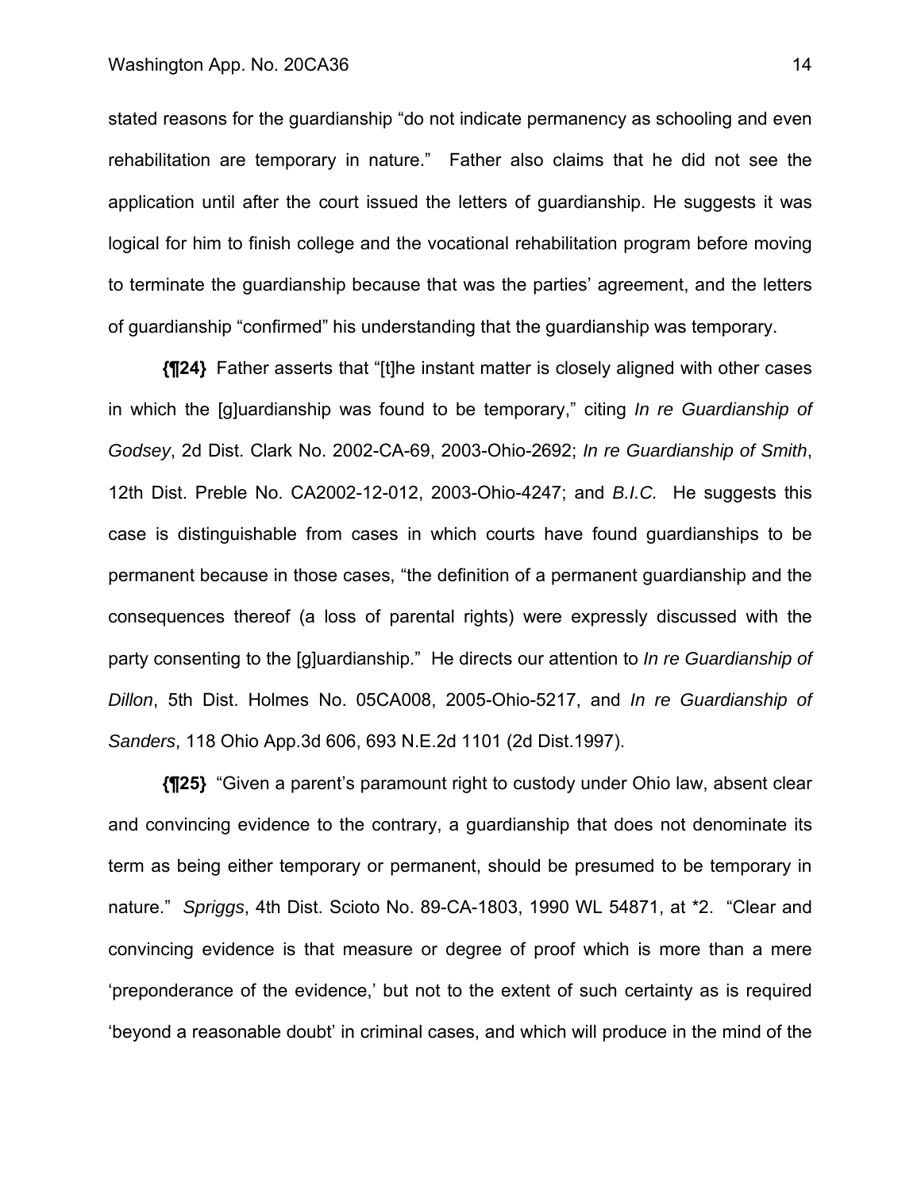stated reasons for the guardianship "do not indicate permanency as schooling and even rehabilitation are temporary in nature." Father also claims that he did not see the application until after the court issued the letters of guardianship. He suggests it was logical for him to finish college and the vocational rehabilitation program before moving to terminate the guardianship because that was the parties' agreement, and the letters of guardianship "confirmed" his understanding that the guardianship was temporary.

**{¶24}** Father asserts that "[t]he instant matter is closely aligned with other cases in which the [g]uardianship was found to be temporary," citing *In re Guardianship of Godsey*, 2d Dist. Clark No. 2002-CA-69, 2003-Ohio-2692; *In re Guardianship of Smith*, 12th Dist. Preble No. CA2002-12-012, 2003-Ohio-4247; and *B.I.C.* He suggests this case is distinguishable from cases in which courts have found guardianships to be permanent because in those cases, "the definition of a permanent guardianship and the consequences thereof (a loss of parental rights) were expressly discussed with the party consenting to the [g]uardianship." He directs our attention to *In re Guardianship of Dillon*, 5th Dist. Holmes No. 05CA008, 2005-Ohio-5217, and *In re Guardianship of Sanders*, 118 Ohio App.3d 606, 693 N.E.2d 1101 (2d Dist.1997).

**{¶25}** "Given a parent's paramount right to custody under Ohio law, absent clear and convincing evidence to the contrary, a guardianship that does not denominate its term as being either temporary or permanent, should be presumed to be temporary in nature." *Spriggs*, 4th Dist. Scioto No. 89-CA-1803, 1990 WL 54871, at *2. "Clear and convincing evidence is that measure or degree of proof which is more than a mere 'preponderance of the evidence,' but not to the extent of such certainty as is required 'beyond a reasonable doubt' in criminal cases, and which will produce in the mind of the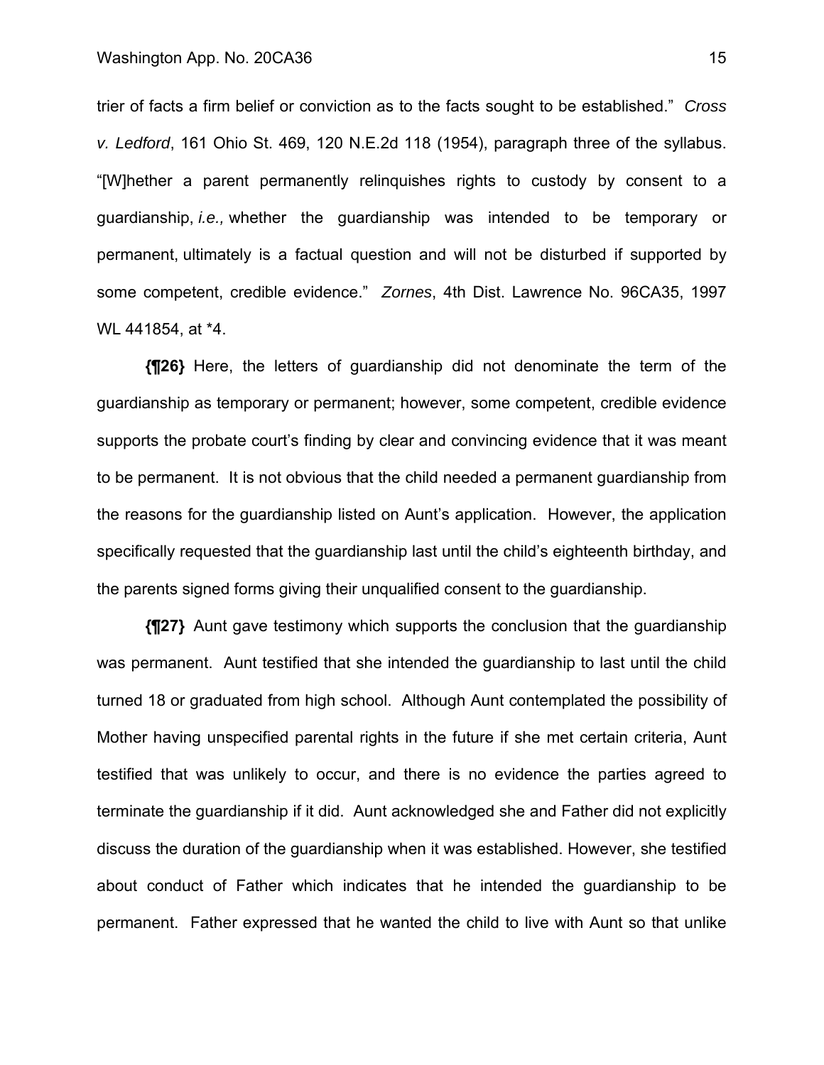trier of facts a firm belief or conviction as to the facts sought to be established." *Cross v. Ledford*, 161 Ohio St. 469, 120 N.E.2d 118 (1954), paragraph three of the syllabus. "[W]hether a parent permanently relinquishes rights to custody by consent to a guardianship, *i.e.,* whether the guardianship was intended to be temporary or permanent, ultimately is a factual question and will not be disturbed if supported by some competent, credible evidence." *Zornes*, 4th Dist. Lawrence No. 96CA35, 1997 WL 441854, at *4.

**{¶26}** Here, the letters of guardianship did not denominate the term of the guardianship as temporary or permanent; however, some competent, credible evidence supports the probate court's finding by clear and convincing evidence that it was meant to be permanent. It is not obvious that the child needed a permanent guardianship from the reasons for the guardianship listed on Aunt's application. However, the application specifically requested that the guardianship last until the child's eighteenth birthday, and the parents signed forms giving their unqualified consent to the guardianship.

**{¶27}** Aunt gave testimony which supports the conclusion that the guardianship was permanent. Aunt testified that she intended the guardianship to last until the child turned 18 or graduated from high school. Although Aunt contemplated the possibility of Mother having unspecified parental rights in the future if she met certain criteria, Aunt testified that was unlikely to occur, and there is no evidence the parties agreed to terminate the guardianship if it did. Aunt acknowledged she and Father did not explicitly discuss the duration of the guardianship when it was established. However, she testified about conduct of Father which indicates that he intended the guardianship to be permanent. Father expressed that he wanted the child to live with Aunt so that unlike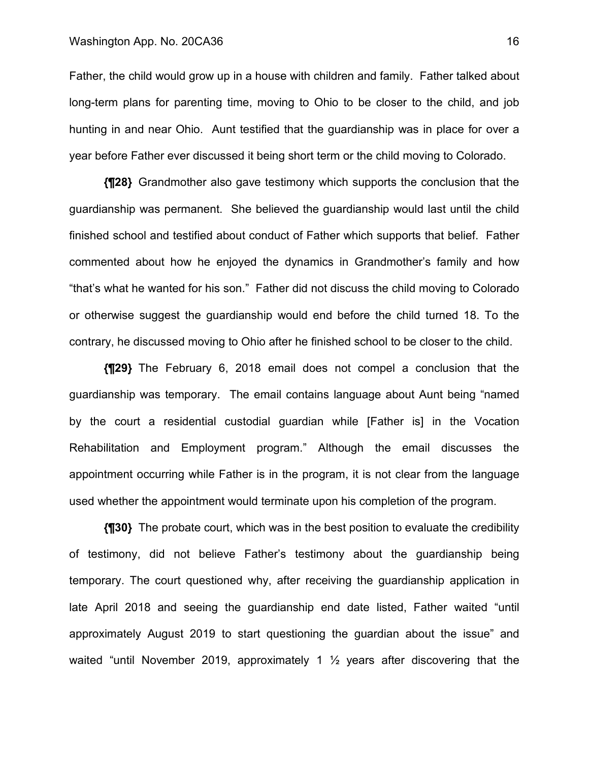Father, the child would grow up in a house with children and family. Father talked about long-term plans for parenting time, moving to Ohio to be closer to the child, and job hunting in and near Ohio. Aunt testified that the guardianship was in place for over a year before Father ever discussed it being short term or the child moving to Colorado.

**{¶28}** Grandmother also gave testimony which supports the conclusion that the guardianship was permanent. She believed the guardianship would last until the child finished school and testified about conduct of Father which supports that belief. Father commented about how he enjoyed the dynamics in Grandmother's family and how "that's what he wanted for his son." Father did not discuss the child moving to Colorado or otherwise suggest the guardianship would end before the child turned 18. To the contrary, he discussed moving to Ohio after he finished school to be closer to the child.

**{¶29}** The February 6, 2018 email does not compel a conclusion that the guardianship was temporary. The email contains language about Aunt being "named by the court a residential custodial guardian while [Father is] in the Vocation Rehabilitation and Employment program." Although the email discusses the appointment occurring while Father is in the program, it is not clear from the language used whether the appointment would terminate upon his completion of the program.

**{¶30}** The probate court, which was in the best position to evaluate the credibility of testimony, did not believe Father's testimony about the guardianship being temporary. The court questioned why, after receiving the guardianship application in late April 2018 and seeing the guardianship end date listed, Father waited "until approximately August 2019 to start questioning the guardian about the issue" and waited "until November 2019, approximately 1 ½ years after discovering that the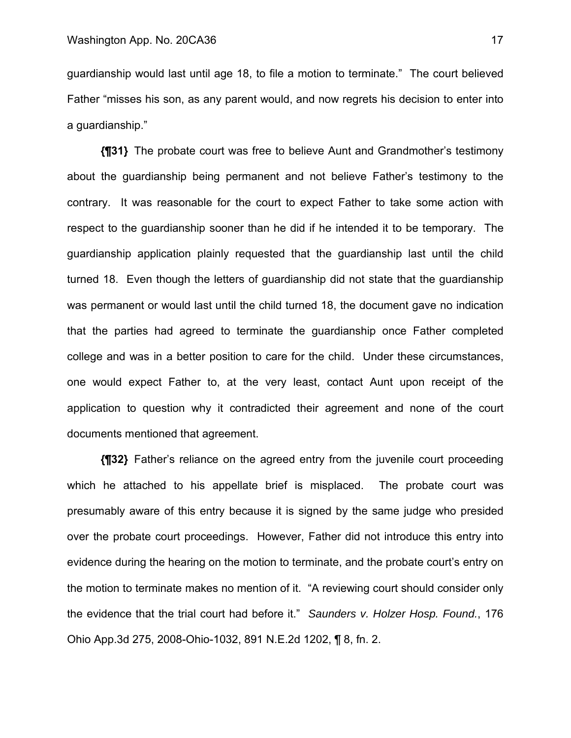guardianship would last until age 18, to file a motion to terminate." The court believed Father "misses his son, as any parent would, and now regrets his decision to enter into a guardianship."

**{¶31}** The probate court was free to believe Aunt and Grandmother's testimony about the guardianship being permanent and not believe Father's testimony to the contrary. It was reasonable for the court to expect Father to take some action with respect to the guardianship sooner than he did if he intended it to be temporary. The guardianship application plainly requested that the guardianship last until the child turned 18. Even though the letters of guardianship did not state that the guardianship was permanent or would last until the child turned 18, the document gave no indication that the parties had agreed to terminate the guardianship once Father completed college and was in a better position to care for the child. Under these circumstances, one would expect Father to, at the very least, contact Aunt upon receipt of the application to question why it contradicted their agreement and none of the court documents mentioned that agreement.

**{¶32}** Father's reliance on the agreed entry from the juvenile court proceeding which he attached to his appellate brief is misplaced. The probate court was presumably aware of this entry because it is signed by the same judge who presided over the probate court proceedings. However, Father did not introduce this entry into evidence during the hearing on the motion to terminate, and the probate court's entry on the motion to terminate makes no mention of it. "A reviewing court should consider only the evidence that the trial court had before it." *Saunders v. Holzer Hosp. Found.*, 176 Ohio App.3d 275, 2008-Ohio-1032, 891 N.E.2d 1202, ¶ 8, fn. 2.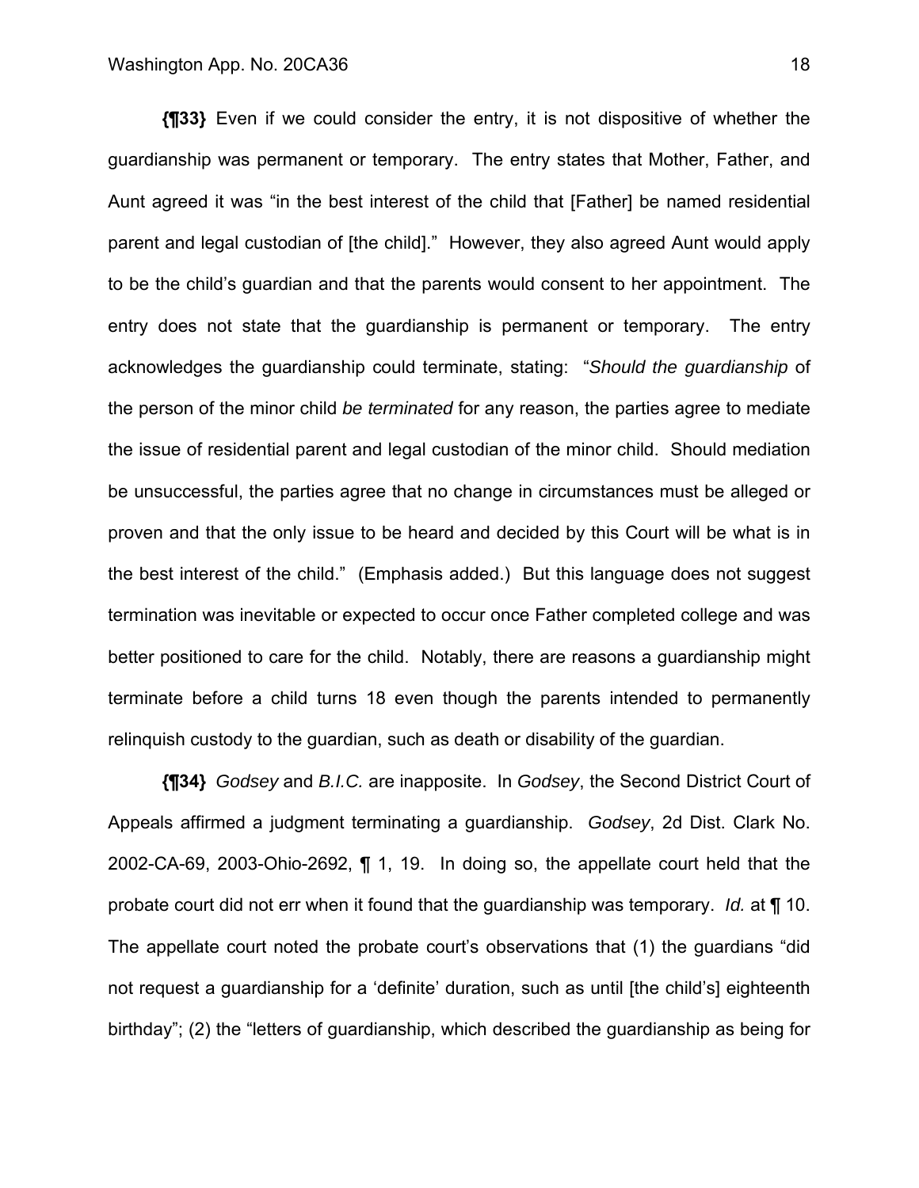**{¶33}** Even if we could consider the entry, it is not dispositive of whether the guardianship was permanent or temporary. The entry states that Mother, Father, and Aunt agreed it was "in the best interest of the child that [Father] be named residential parent and legal custodian of [the child]." However, they also agreed Aunt would apply to be the child's guardian and that the parents would consent to her appointment. The entry does not state that the guardianship is permanent or temporary. The entry acknowledges the guardianship could terminate, stating: "*Should the guardianship* of the person of the minor child *be terminated* for any reason, the parties agree to mediate the issue of residential parent and legal custodian of the minor child. Should mediation be unsuccessful, the parties agree that no change in circumstances must be alleged or proven and that the only issue to be heard and decided by this Court will be what is in the best interest of the child." (Emphasis added.) But this language does not suggest termination was inevitable or expected to occur once Father completed college and was better positioned to care for the child. Notably, there are reasons a guardianship might terminate before a child turns 18 even though the parents intended to permanently relinquish custody to the guardian, such as death or disability of the guardian.

**{¶34}** *Godsey* and *B.I.C.* are inapposite. In *Godsey*, the Second District Court of Appeals affirmed a judgment terminating a guardianship. *Godsey*, 2d Dist. Clark No. 2002-CA-69, 2003-Ohio-2692, ¶ 1, 19. In doing so, the appellate court held that the probate court did not err when it found that the guardianship was temporary. *Id.* at ¶ 10. The appellate court noted the probate court's observations that (1) the guardians "did not request a guardianship for a 'definite' duration, such as until [the child's] eighteenth birthday"; (2) the "letters of guardianship, which described the guardianship as being for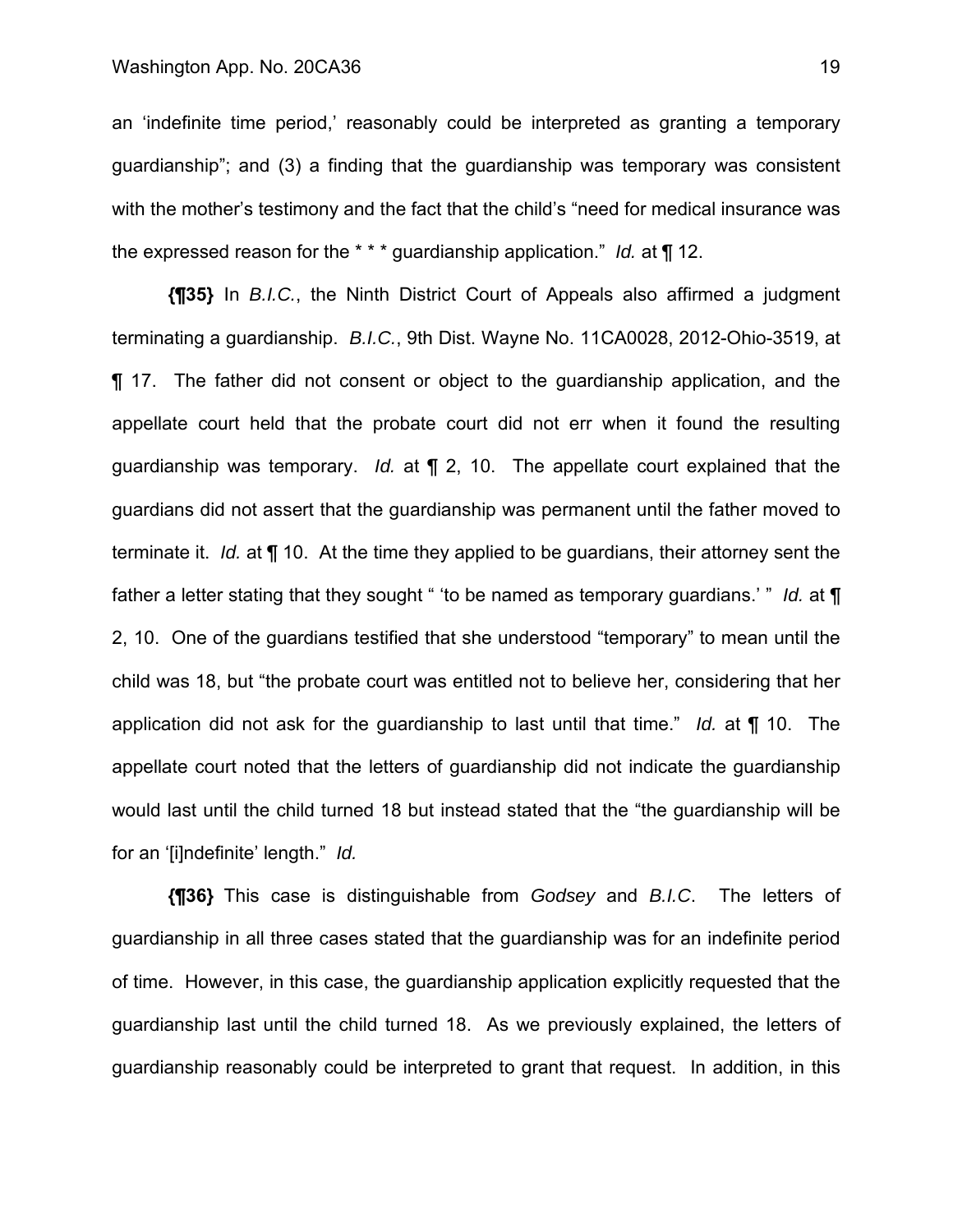an 'indefinite time period,' reasonably could be interpreted as granting a temporary guardianship"; and (3) a finding that the guardianship was temporary was consistent with the mother's testimony and the fact that the child's "need for medical insurance was the expressed reason for the * * * guardianship application." *Id.* at ¶ 12.

**{¶35}** In *B.I.C.*, the Ninth District Court of Appeals also affirmed a judgment terminating a guardianship. *B.I.C.*, 9th Dist. Wayne No. 11CA0028, 2012-Ohio-3519, at ¶ 17. The father did not consent or object to the guardianship application, and the appellate court held that the probate court did not err when it found the resulting guardianship was temporary. *Id.* at ¶ 2, 10. The appellate court explained that the guardians did not assert that the guardianship was permanent until the father moved to terminate it. *Id.* at ¶ 10. At the time they applied to be guardians, their attorney sent the father a letter stating that they sought " 'to be named as temporary guardians.' " *Id.* at ¶ 2, 10. One of the guardians testified that she understood "temporary" to mean until the child was 18, but "the probate court was entitled not to believe her, considering that her application did not ask for the guardianship to last until that time." *Id.* at ¶ 10. The appellate court noted that the letters of guardianship did not indicate the guardianship would last until the child turned 18 but instead stated that the "the guardianship will be for an '[i]ndefinite' length." *Id.*

**{¶36}** This case is distinguishable from *Godsey* and *B.I.C*. The letters of guardianship in all three cases stated that the guardianship was for an indefinite period of time. However, in this case, the guardianship application explicitly requested that the guardianship last until the child turned 18. As we previously explained, the letters of guardianship reasonably could be interpreted to grant that request. In addition, in this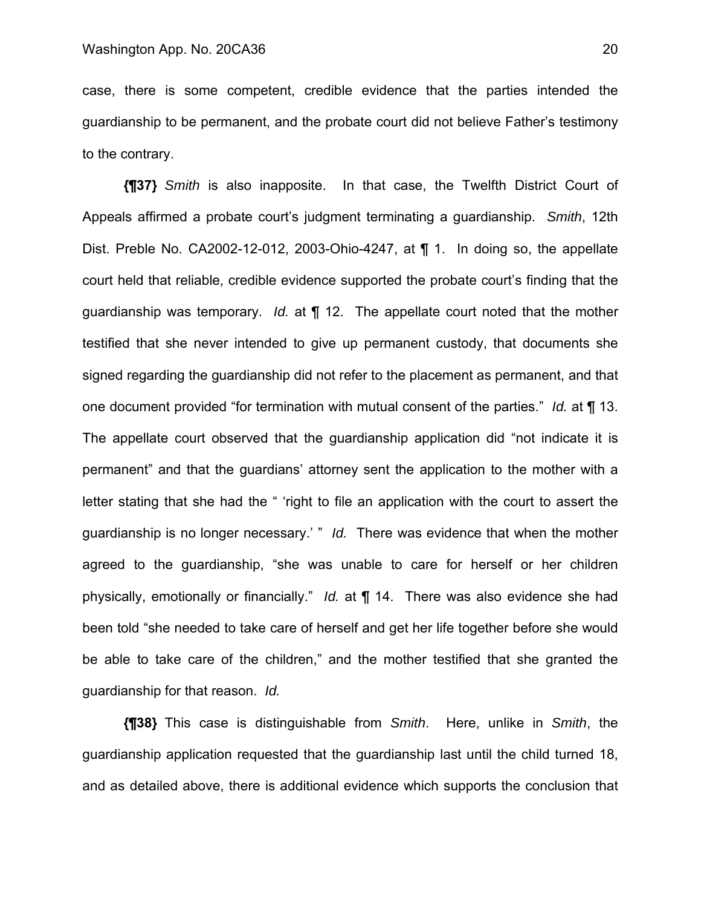case, there is some competent, credible evidence that the parties intended the guardianship to be permanent, and the probate court did not believe Father's testimony to the contrary.

**{¶37}** *Smith* is also inapposite. In that case, the Twelfth District Court of Appeals affirmed a probate court's judgment terminating a guardianship. *Smith*, 12th Dist. Preble No. CA2002-12-012, 2003-Ohio-4247, at ¶ 1. In doing so, the appellate court held that reliable, credible evidence supported the probate court's finding that the guardianship was temporary. *Id.* at ¶ 12. The appellate court noted that the mother testified that she never intended to give up permanent custody, that documents she signed regarding the guardianship did not refer to the placement as permanent, and that one document provided "for termination with mutual consent of the parties." *Id.* at ¶ 13. The appellate court observed that the guardianship application did "not indicate it is permanent" and that the guardians' attorney sent the application to the mother with a letter stating that she had the " 'right to file an application with the court to assert the guardianship is no longer necessary.' " *Id.* There was evidence that when the mother agreed to the guardianship, "she was unable to care for herself or her children physically, emotionally or financially." *Id.* at ¶ 14. There was also evidence she had been told "she needed to take care of herself and get her life together before she would be able to take care of the children," and the mother testified that she granted the guardianship for that reason. *Id.*

**{¶38}** This case is distinguishable from *Smith*. Here, unlike in *Smith*, the guardianship application requested that the guardianship last until the child turned 18, and as detailed above, there is additional evidence which supports the conclusion that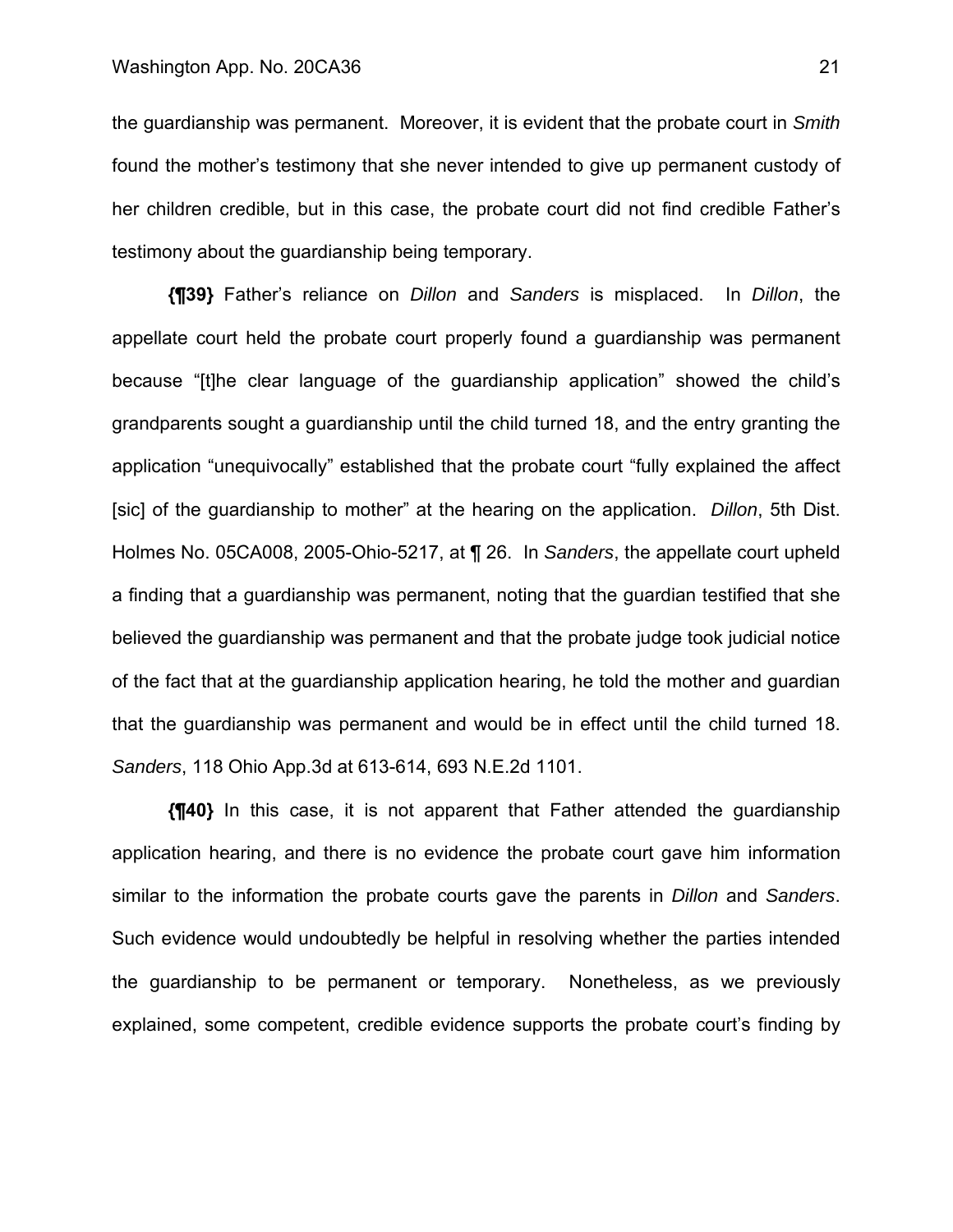the guardianship was permanent. Moreover, it is evident that the probate court in *Smith* found the mother's testimony that she never intended to give up permanent custody of her children credible, but in this case, the probate court did not find credible Father's testimony about the guardianship being temporary.

**{¶39}** Father's reliance on *Dillon* and *Sanders* is misplaced. In *Dillon*, the appellate court held the probate court properly found a guardianship was permanent because "[t]he clear language of the guardianship application" showed the child's grandparents sought a guardianship until the child turned 18, and the entry granting the application "unequivocally" established that the probate court "fully explained the affect [sic] of the guardianship to mother" at the hearing on the application. *Dillon*, 5th Dist. Holmes No. 05CA008, 2005-Ohio-5217, at ¶ 26. In *Sanders*, the appellate court upheld a finding that a guardianship was permanent, noting that the guardian testified that she believed the guardianship was permanent and that the probate judge took judicial notice of the fact that at the guardianship application hearing, he told the mother and guardian that the guardianship was permanent and would be in effect until the child turned 18. *Sanders*, 118 Ohio App.3d at 613-614, 693 N.E.2d 1101.

**{¶40}** In this case, it is not apparent that Father attended the guardianship application hearing, and there is no evidence the probate court gave him information similar to the information the probate courts gave the parents in *Dillon* and *Sanders*. Such evidence would undoubtedly be helpful in resolving whether the parties intended the guardianship to be permanent or temporary. Nonetheless, as we previously explained, some competent, credible evidence supports the probate court's finding by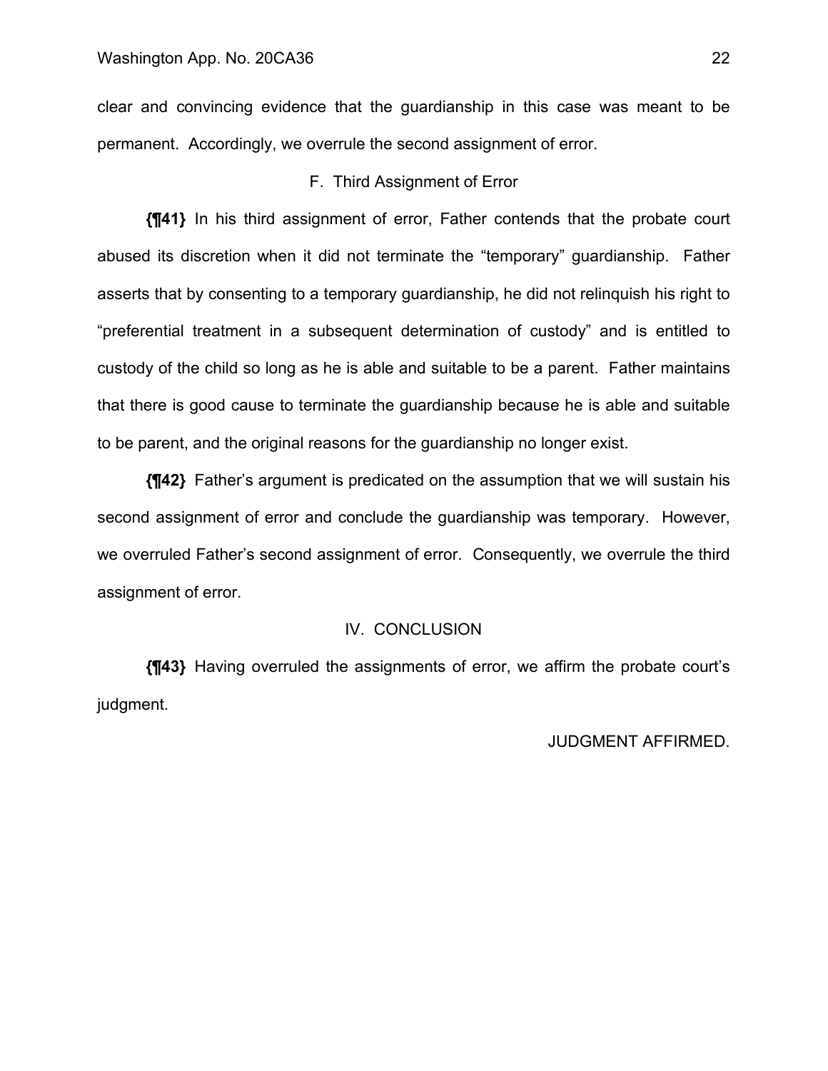clear and convincing evidence that the guardianship in this case was meant to be permanent. Accordingly, we overrule the second assignment of error.

### F. Third Assignment of Error

**{¶41}** In his third assignment of error, Father contends that the probate court abused its discretion when it did not terminate the "temporary" guardianship. Father asserts that by consenting to a temporary guardianship, he did not relinquish his right to "preferential treatment in a subsequent determination of custody" and is entitled to custody of the child so long as he is able and suitable to be a parent. Father maintains that there is good cause to terminate the guardianship because he is able and suitable to be parent, and the original reasons for the guardianship no longer exist.

**{¶42}** Father's argument is predicated on the assumption that we will sustain his second assignment of error and conclude the guardianship was temporary. However, we overruled Father's second assignment of error. Consequently, we overrule the third assignment of error.

## IV. CONCLUSION

**{¶43}** Having overruled the assignments of error, we affirm the probate court's judgment.

JUDGMENT AFFIRMED.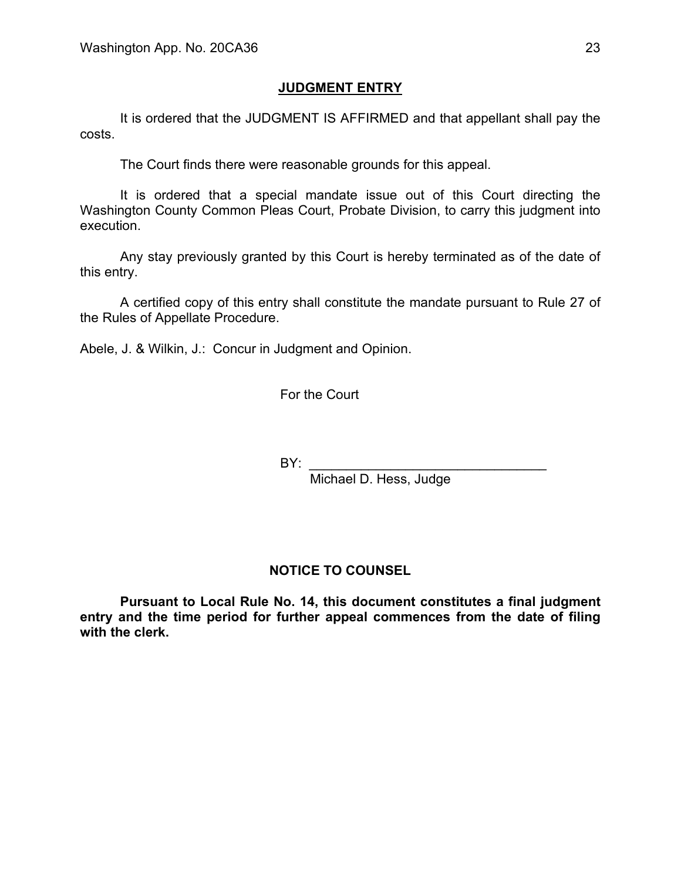## JUDGMENT ENTRY

It is ordered that the JUDGMENT IS AFFIRMED and that appellant shall pay the costs.

The Court finds there were reasonable grounds for this appeal.

It is ordered that a special mandate issue out of this Court directing the Washington County Common Pleas Court, Probate Division, to carry this judgment into execution.

Any stay previously granted by this Court is hereby terminated as of the date of this entry.

A certified copy of this entry shall constitute the mandate pursuant to Rule 27 of the Rules of Appellate Procedure.

Abele, J. & Wilkin, J.: Concur in Judgment and Opinion.

For the Court

BY: _________________________________
Michael D. Hess, Judge

## NOTICE TO COUNSEL

**Pursuant to Local Rule No. 14, this document constitutes a final judgment entry and the time period for further appeal commences from the date of filing with the clerk.**